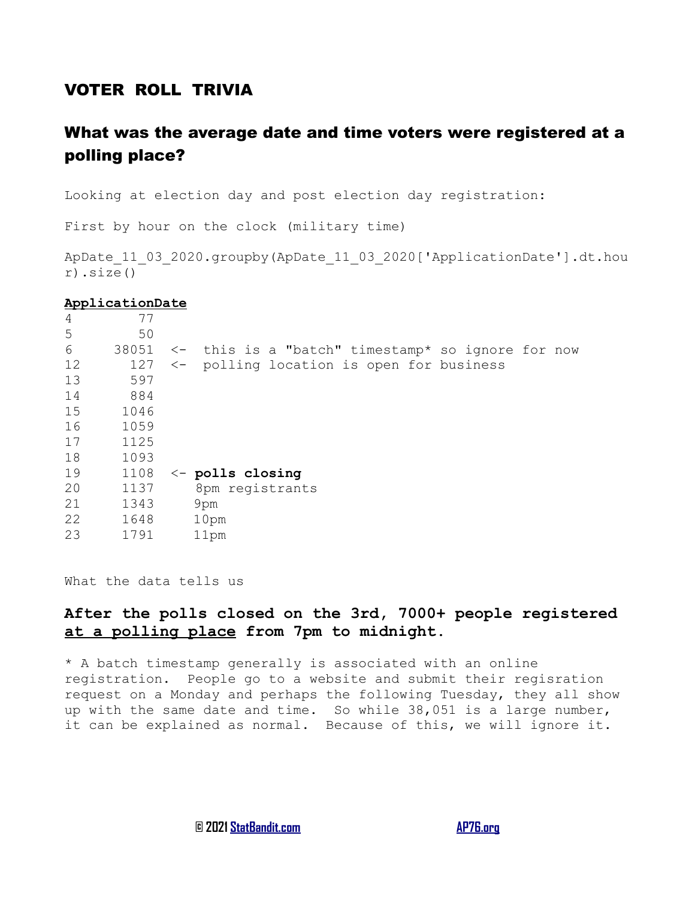# VOTER ROLL TRIVIA

## What was the average date and time voters were registered at a polling place?

Looking at election day and post election day registration:

First by hour on the clock (military time)

```
ApDate_11_03_2020.groupby(ApDate_11_03_2020['ApplicationDate'].dt.hour).size()
```

**ApplicationDate**

```
4        77
5        50
6     38051  <-  this is a "batch" timestamp* so ignore for now
12      127  <-  polling location is open for business
13      597
14      884
15     1046
16     1059
17     1125
18     1093
19     1108  <- polls closing
20     1137     8pm registrants
21     1343     9pm
22     1648     10pm
23     1791     11pm
```

What the data tells us

### After the polls closed on the 3rd, 7000+ people registered at a polling place from 7pm to midnight.

* A batch timestamp generally is associated with an online registration. People go to a website and submit their regisration request on a Monday and perhaps the following Tuesday, they all show up with the same date and time. So while 38,051 is a large number, it can be explained as normal. Because of this, we will ignore it.

© 2021 StatBandit.com AP76.org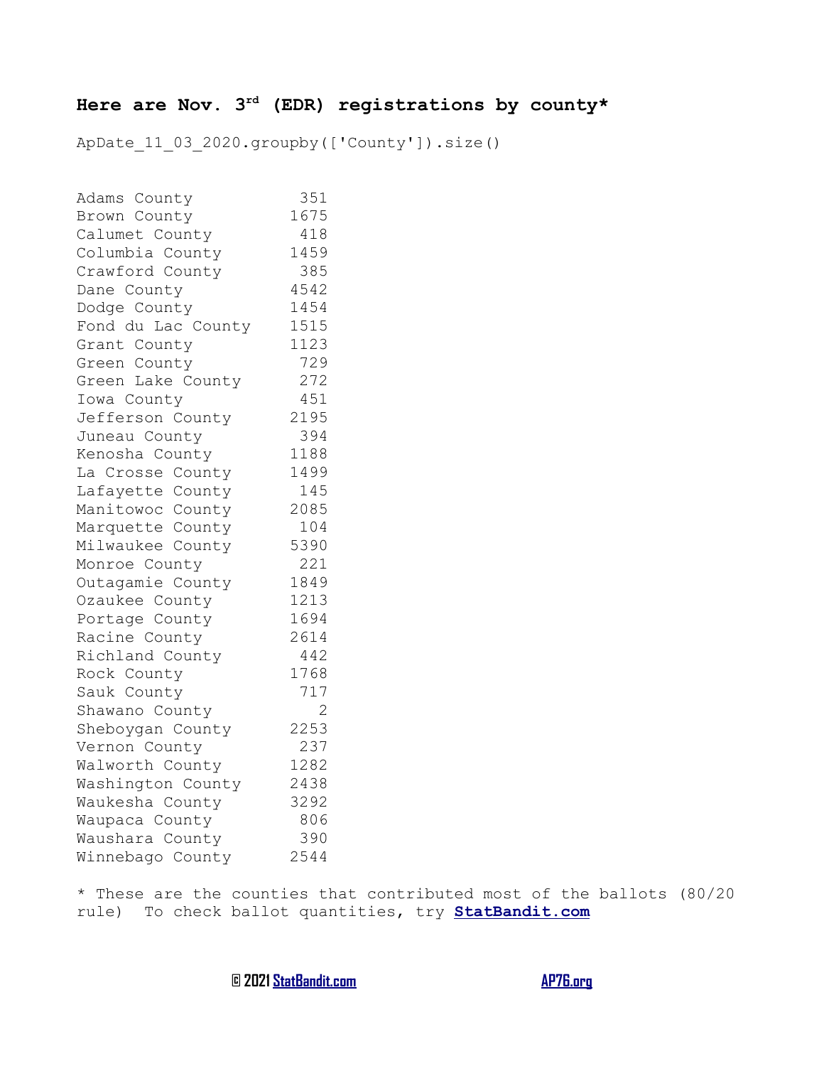## Here are Nov. 3rd (EDR) registrations by county*

```
ApDate_11_03_2020.groupby(['County']).size()
```

```
Adams County          351
Brown County         1675
Calumet County        418
Columbia County      1459
Crawford County       385
Dane County          4542
Dodge County         1454
Fond du Lac County   1515
Grant County         1123
Green County          729
Green Lake County     272
Iowa County           451
Jefferson County     2195
Juneau County         394
Kenosha County       1188
La Crosse County     1499
Lafayette County      145
Manitowoc County     2085
Marquette County      104
Milwaukee County     5390
Monroe County         221
Outagamie County     1849
Ozaukee County       1213
Portage County       1694
Racine County        2614
Richland County       442
Rock County          1768
Sauk County           717
Shawano County          2
Sheboygan County     2253
Vernon County         237
Walworth County      1282
Washington County    2438
Waukesha County      3292
Waupaca County        806
Waushara County       390
Winnebago County     2544
```

* These are the counties that contributed most of the ballots (80/20 rule) To check ballot quantities, try **StatBandit.com**

© 2021 StatBandit.com AP76.org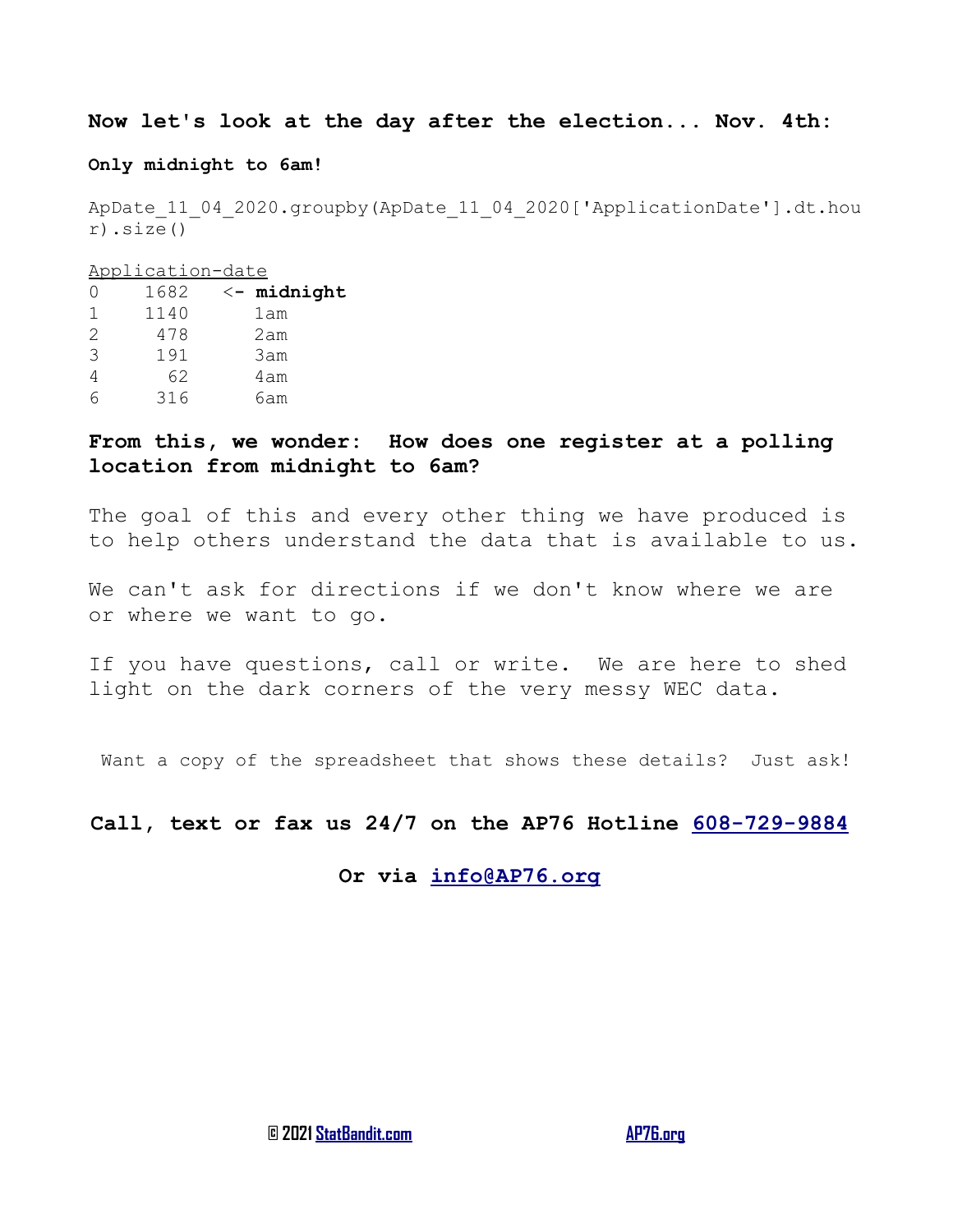**Now let's look at the day after the election... Nov. 4th:**

**Only midnight to 6am!**

```
ApDate_11_04_2020.groupby(ApDate_11_04_2020['ApplicationDate'].dt.hour).size()
```

Application-date

```
0    1682   <- midnight
1    1140      1am
2     478      2am
3     191      3am
4      62      4am
6     316      6am
```

**From this, we wonder:  How does one register at a polling location from midnight to 6am?**

The goal of this and every other thing we have produced is to help others understand the data that is available to us.

We can't ask for directions if we don't know where we are or where we want to go.

If you have questions, call or write.  We are here to shed light on the dark corners of the very messy WEC data.

Want a copy of the spreadsheet that shows these details?  Just ask!

**Call, text or fax us 24/7 on the AP76 Hotline [608-729-9884](tel:608-729-9884)**

**Or via [info@AP76.org](mailto:info@AP76.org)**

© 2021 [StatBandit.com](StatBandit.com) [AP76.org](AP76.org)